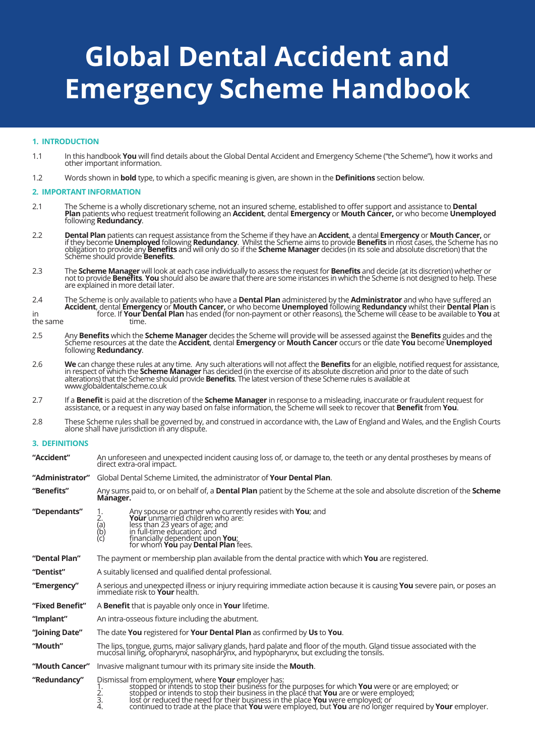# Global Dental Accident and Emergency Scheme Handbook

## 1. INTRODUCTION

1.1 In this handbook **You** will find details about the Global Dental Accident and Emergency Scheme ("the Scheme"), how it works and other important information.

1.2 Words shown in **bold** type, to which a specific meaning is given, are shown in the **Definitions** section below.

## 2. IMPORTANT INFORMATION

2.1 The Scheme is a wholly discretionary scheme, not an insured scheme, established to offer support and assistance to **Dental Plan** patients who request treatment following an **Accident**, dental **Emergency** or **Mouth Cancer,** or who become **Unemployed** following **Redundancy**.

2.2 **Dental Plan** patients can request assistance from the Scheme if they have an **Accident**, a dental **Emergency** or **Mouth Cancer,** or if they become **Unemployed** following **Redundancy**. Whilst the Scheme aims to provide **Benefits** in most cases, the Scheme has no obligation to provide any **Benefits** and will only do so if the **Scheme Manager** decides (in its sole and absolute discretion) that the Scheme should provide **Benefits**.

2.3 The **Scheme Manager** will look at each case individually to assess the request for **Benefits** and decide (at its discretion) whether or not to provide **Benefits**. **You** should also be aware that there are some instances in which the Scheme is not designed to help. These are explained in more detail later.

2.4 The Scheme is only available to patients who have a **Dental Plan** administered by the **Administrator** and who have suffered an **Accident**, dental **Emergency** or **Mouth Cancer,** or who become **Unemployed** following **Redundancy** whilst their **Dental Plan** is in force. If **Your Dental Plan** has ended (for non-payment or other reasons), the Scheme will cease to be available to **You** at the same time.

2.5 Any **Benefits** which the **Scheme Manager** decides the Scheme will provide will be assessed against the **Benefits** guides and the Scheme resources at the date the **Accident**, dental **Emergency** or **Mouth Cancer** occurs or the date **You** become **Unemployed** following **Redundancy**.

2.6 **We** can change these rules at any time. Any such alterations will not affect the **Benefits** for an eligible, notified request for assistance, in respect of which the **Scheme Manager** has decided (in the exercise of its absolute discretion and prior to the date of such alterations) that the Scheme should provide **Benefits**. The latest version of these Scheme rules is available at www.globaldentalscheme.co.uk

2.7 If a **Benefit** is paid at the discretion of the **Scheme Manager** in response to a misleading, inaccurate or fraudulent request for assistance, or a request in any way based on false information, the Scheme will seek to recover that **Benefit** from **You**.

2.8 These Scheme rules shall be governed by, and construed in accordance with, the Law of England and Wales, and the English Courts alone shall have jurisdiction in any dispute.

## 3. DEFINITIONS

**"Accident"** An unforeseen and unexpected incident causing loss of, or damage to, the teeth or any dental prostheses by means of direct extra-oral impact.

**"Administrator"** Global Dental Scheme Limited, the administrator of **Your Dental Plan**.

**"Benefits"** Any sums paid to, or on behalf of, a **Dental Plan** patient by the Scheme at the sole and absolute discretion of the **Scheme Manager.**

**"Dependants"**
1. Any spouse or partner who currently resides with **You**; and
2. **Your** unmarried children who are:
   (a) less than 23 years of age; and
   (b) in full-time education; and
   (c) financially dependent upon **You**;
   for whom **You** pay **Dental Plan** fees.

**"Dental Plan"** The payment or membership plan available from the dental practice with which **You** are registered.

**"Dentist"** A suitably licensed and qualified dental professional.

**"Emergency"** A serious and unexpected illness or injury requiring immediate action because it is causing **You** severe pain, or poses an immediate risk to **Your** health.

**"Fixed Benefit"** A **Benefit** that is payable only once in **Your** lifetime.

**"Implant"** An intra-osseous fixture including the abutment.

**"Joining Date"** The date **You** registered for **Your Dental Plan** as confirmed by **Us** to **You**.

**"Mouth"** The lips, tongue, gums, major salivary glands, hard palate and floor of the mouth. Gland tissue associated with the mucosal lining, oropharynx, nasopharynx, and hypopharynx, but excluding the tonsils.

**"Mouth Cancer"** Invasive malignant tumour with its primary site inside the **Mouth**.

**"Redundancy"** Dismissal from employment, where **Your** employer has:
1. stopped or intends to stop their business for the purposes for which **You** were or are employed; or
2. stopped or intends to stop their business in the place that **You** are or were employed;
3. lost or reduced the need for their business in the place **You** were employed; or
4. continued to trade at the place that **You** were employed, but **You** are no longer required by **Your** employer.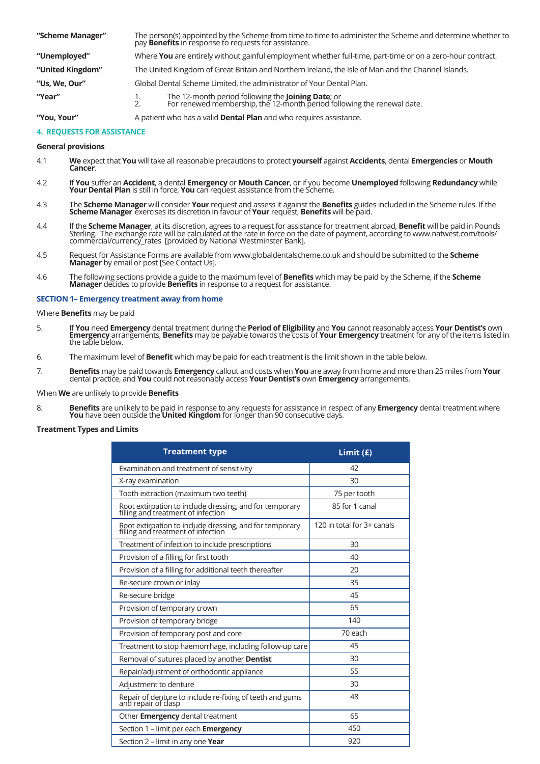| | |
|---|---|
| **"Scheme Manager"** | The person(s) appointed by the Scheme from time to time to administer the Scheme and determine whether to pay **Benefits** in response to requests for assistance. |
| **"Unemployed"** | Where **You** are entirely without gainful employment whether full-time, part-time or on a zero-hour contract. |
| **"United Kingdom"** | The United Kingdom of Great Britain and Northern Ireland, the Isle of Man and the Channel Islands. |
| **"Us, We, Our"** | Global Dental Scheme Limited, the administrator of Your Dental Plan. |
| **"Year"** | 1. The 12-month period following the **Joining Date**; or 2. For renewed membership, the 12-month period following the renewal date. |
| **"You, Your"** | A patient who has a valid **Dental Plan** and who requires assistance. |

## 4. REQUESTS FOR ASSISTANCE

**General provisions**

4.1 **We** expect that **You** will take all reasonable precautions to protect **yourself** against **Accidents**, dental **Emergencies** or **Mouth Cancer**.

4.2 If **You** suffer an **Accident**, a dental **Emergency** or **Mouth Cancer**, or if you become **Unemployed** following **Redundancy** while **Your Dental Plan** is still in force, **You** can request assistance from the Scheme.

4.3 The **Scheme Manager** will consider **Your** request and assess it against the **Benefits** guides included in the Scheme rules. If the **Scheme Manager** exercises its discretion in favour of **Your** request, **Benefits** will be paid.

4.4 If the **Scheme Manager**, at its discretion, agrees to a request for assistance for treatment abroad, **Benefit** will be paid in Pounds Sterling. The exchange rate will be calculated at the rate in force on the date of payment, according to www.natwest.com/tools/commercial/currency_rates [provided by National Westminster Bank].

4.5 Request for Assistance Forms are available from www.globaldentalscheme.co.uk and should be submitted to the **Scheme Manager** by email or post [See Contact Us].

4.6 The following sections provide a guide to the maximum level of **Benefits** which may be paid by the Scheme, if the **Scheme Manager** decides to provide **Benefits** in response to a request for assistance.

### SECTION 1– Emergency treatment away from home

Where **Benefits** may be paid

5. If **You** need **Emergency** dental treatment during the **Period of Eligibility** and **You** cannot reasonably access **Your Dentist's** own **Emergency** arrangements, **Benefits** may be payable towards the costs of **Your Emergency** treatment for any of the items listed in the table below.

6. The maximum level of **Benefit** which may be paid for each treatment is the limit shown in the table below.

7. **Benefits** may be paid towards **Emergency** callout and costs when **You** are away from home and more than 25 miles from **Your** dental practice, and **You** could not reasonably access **Your Dentist's** own **Emergency** arrangements.

When **We** are unlikely to provide **Benefits**

8. **Benefits** are unlikely to be paid in response to any requests for assistance in respect of any **Emergency** dental treatment where **You** have been outside the **United Kingdom** for longer than 90 consecutive days.

**Treatment Types and Limits**

| Treatment type | Limit (£) |
|---|---|
| Examination and treatment of sensitivity | 42 |
| X-ray examination | 30 |
| Tooth extraction (maximum two teeth) | 75 per tooth |
| Root extirpation to include dressing, and for temporary filling and treatment of infection | 85 for 1 canal |
| Root extirpation to include dressing, and for temporary filling and treatment of infection | 120 in total for 3+ canals |
| Treatment of infection to include prescriptions | 30 |
| Provision of a filling for first tooth | 40 |
| Provision of a filling for additional teeth thereafter | 20 |
| Re-secure crown or inlay | 35 |
| Re-secure bridge | 45 |
| Provision of temporary crown | 65 |
| Provision of temporary bridge | 140 |
| Provision of temporary post and core | 70 each |
| Treatment to stop haemorrhage, including follow-up care | 45 |
| Removal of sutures placed by another **Dentist** | 30 |
| Repair/adjustment of orthodontic appliance | 55 |
| Adjustment to denture | 30 |
| Repair of denture to include re-fixing of teeth and gums and repair of clasp | 48 |
| Other **Emergency** dental treatment | 65 |
| Section 1 – limit per each **Emergency** | 450 |
| Section 2 – limit in any one **Year** | 920 |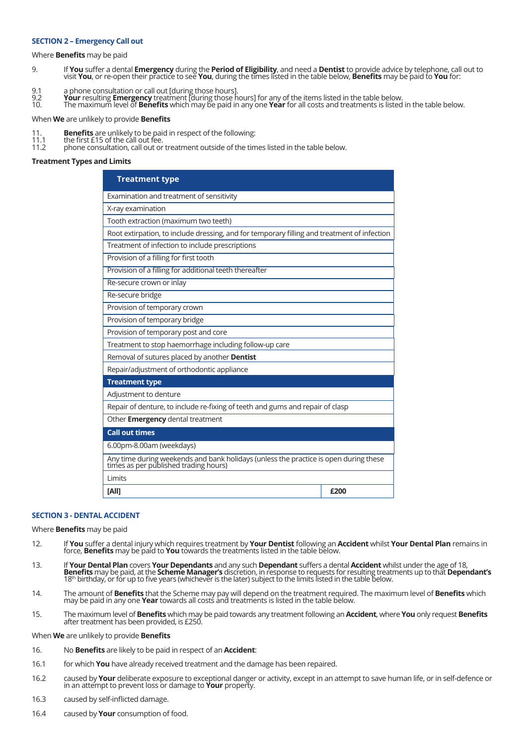### SECTION 2 – Emergency Call out

Where **Benefits** may be paid

9. If **You** suffer a dental **Emergency** during the **Period of Eligibility**, and need a **Dentist** to provide advice by telephone, call out to visit **You**, or re-open their practice to see **You**, during the times listed in the table below, **Benefits** may be paid to **You** for:

9.1 a phone consultation or call out [during those hours].
9.2 **Your** resulting **Emergency** treatment [during those hours] for any of the items listed in the table below.
10. The maximum level of **Benefits** which may be paid in any one **Year** for all costs and treatments is listed in the table below.

When **We** are unlikely to provide **Benefits**

11. **Benefits** are unlikely to be paid in respect of the following:
11.1 the first £15 of the call out fee.
11.2 phone consultation, call out or treatment outside of the times listed in the table below.

**Treatment Types and Limits**

| Treatment type | |
|---|---|
| Examination and treatment of sensitivity | |
| X-ray examination | |
| Tooth extraction (maximum two teeth) | |
| Root extirpation, to include dressing, and for temporary filling and treatment of infection | |
| Treatment of infection to include prescriptions | |
| Provision of a filling for first tooth | |
| Provision of a filling for additional teeth thereafter | |
| Re-secure crown or inlay | |
| Re-secure bridge | |
| Provision of temporary crown | |
| Provision of temporary bridge | |
| Provision of temporary post and core | |
| Treatment to stop haemorrhage including follow-up care | |
| Removal of sutures placed by another **Dentist** | |
| Repair/adjustment of orthodontic appliance | |
| **Treatment type** | |
| Adjustment to denture | |
| Repair of denture, to include re-fixing of teeth and gums and repair of clasp | |
| Other **Emergency** dental treatment | |
| **Call out times** | |
| 6.00pm-8.00am (weekdays) | |
| Any time during weekends and bank holidays (unless the practice is open during these times as per published trading hours) | |
| Limits | |
| **[All]** | **£200** |

### SECTION 3 - DENTAL ACCIDENT

Where **Benefits** may be paid

12. If **You** suffer a dental injury which requires treatment by **Your Dentist** following an **Accident** whilst **Your Dental Plan** remains in force, **Benefits** may be paid to **You** towards the treatments listed in the table below.

13. If **Your Dental Plan** covers **Your Dependants** and any such **Dependant** suffers a dental **Accident** whilst under the age of 18, **Benefits** may be paid, at the **Scheme Manager's** discretion, in response to requests for resulting treatments up to that **Dependant's** 18th birthday, or for up to five years (whichever is the later) subject to the limits listed in the table below.

14. The amount of **Benefits** that the Scheme may pay will depend on the treatment required. The maximum level of **Benefits** which may be paid in any one **Year** towards all costs and treatments is listed in the table below.

15. The maximum level of **Benefits** which may be paid towards any treatment following an **Accident**, where **You** only request **Benefits** after treatment has been provided, is £250.

When **We** are unlikely to provide **Benefits**

16. No **Benefits** are likely to be paid in respect of an **Accident**:

16.1 for which **You** have already received treatment and the damage has been repaired.

16.2 caused by **Your** deliberate exposure to exceptional danger or activity, except in an attempt to save human life, or in self-defence or in an attempt to prevent loss or damage to **Your** property.

16.3 caused by self-inflicted damage.

16.4 caused by **Your** consumption of food.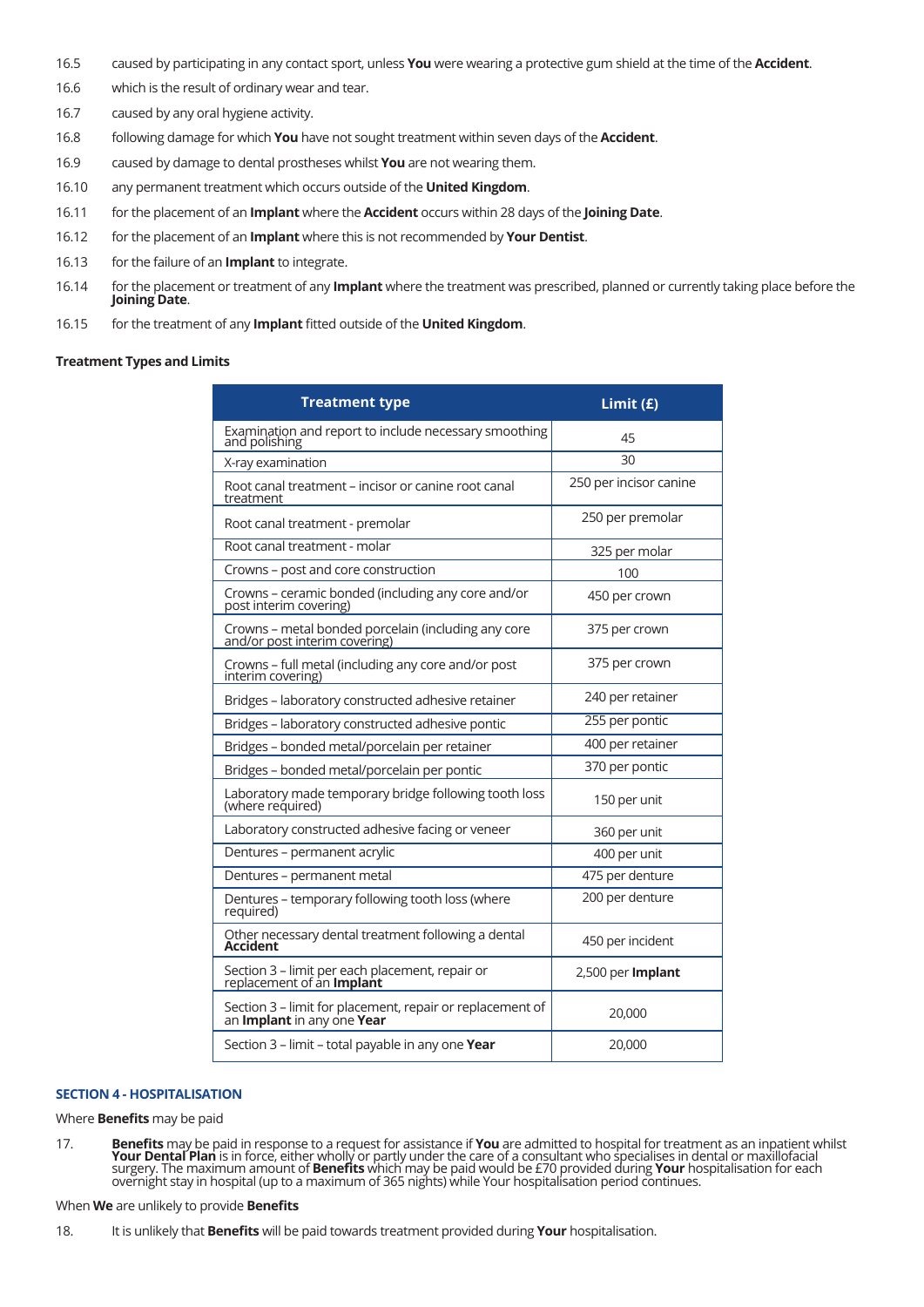16.5 caused by participating in any contact sport, unless **You** were wearing a protective gum shield at the time of the **Accident**.

16.6 which is the result of ordinary wear and tear.

16.7 caused by any oral hygiene activity.

16.8 following damage for which **You** have not sought treatment within seven days of the **Accident**.

16.9 caused by damage to dental prostheses whilst **You** are not wearing them.

16.10 any permanent treatment which occurs outside of the **United Kingdom**.

16.11 for the placement of an **Implant** where the **Accident** occurs within 28 days of the **Joining Date**.

16.12 for the placement of an **Implant** where this is not recommended by **Your Dentist**.

16.13 for the failure of an **Implant** to integrate.

16.14 for the placement or treatment of any **Implant** where the treatment was prescribed, planned or currently taking place before the **Joining Date**.

16.15 for the treatment of any **Implant** fitted outside of the **United Kingdom**.

**Treatment Types and Limits**

| Treatment type | Limit (£) |
|---|---|
| Examination and report to include necessary smoothing and polishing | 45 |
| X-ray examination | 30 |
| Root canal treatment – incisor or canine root canal treatment | 250 per incisor canine |
| Root canal treatment - premolar | 250 per premolar |
| Root canal treatment - molar | 325 per molar |
| Crowns – post and core construction | 100 |
| Crowns – ceramic bonded (including any core and/or post interim covering) | 450 per crown |
| Crowns – metal bonded porcelain (including any core and/or post interim covering) | 375 per crown |
| Crowns – full metal (including any core and/or post interim covering) | 375 per crown |
| Bridges – laboratory constructed adhesive retainer | 240 per retainer |
| Bridges – laboratory constructed adhesive pontic | 255 per pontic |
| Bridges – bonded metal/porcelain per retainer | 400 per retainer |
| Bridges – bonded metal/porcelain per pontic | 370 per pontic |
| Laboratory made temporary bridge following tooth loss (where required) | 150 per unit |
| Laboratory constructed adhesive facing or veneer | 360 per unit |
| Dentures – permanent acrylic | 400 per unit |
| Dentures – permanent metal | 475 per denture |
| Dentures – temporary following tooth loss (where required) | 200 per denture |
| Other necessary dental treatment following a dental **Accident** | 450 per incident |
| Section 3 – limit per each placement, repair or replacement of an **Implant** | 2,500 per **Implant** |
| Section 3 – limit for placement, repair or replacement of an **Implant** in any one **Year** | 20,000 |
| Section 3 – limit – total payable in any one **Year** | 20,000 |

## SECTION 4 - HOSPITALISATION

Where **Benefits** may be paid

17. **Benefits** may be paid in response to a request for assistance if **You** are admitted to hospital for treatment as an inpatient whilst **Your Dental Plan** is in force, either wholly or partly under the care of a consultant who specialises in dental or maxillofacial surgery. The maximum amount of **Benefits** which may be paid would be £70 provided during **Your** hospitalisation for each overnight stay in hospital (up to a maximum of 365 nights) while Your hospitalisation period continues.

When **We** are unlikely to provide **Benefits**

18. It is unlikely that **Benefits** will be paid towards treatment provided during **Your** hospitalisation.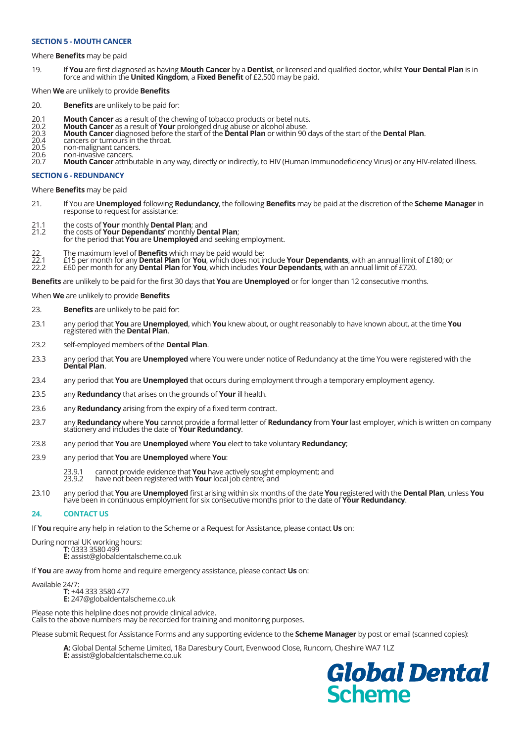### SECTION 5 - MOUTH CANCER

Where **Benefits** may be paid

19. If **You** are first diagnosed as having **Mouth Cancer** by a **Dentist**, or licensed and qualified doctor, whilst **Your Dental Plan** is in force and within the **United Kingdom**, a **Fixed Benefit** of £2,500 may be paid.

When **We** are unlikely to provide **Benefits**

20. **Benefits** are unlikely to be paid for:

20.1 **Mouth Cancer** as a result of the chewing of tobacco products or betel nuts.
20.2 **Mouth Cancer** as a result of **Your** prolonged drug abuse or alcohol abuse.
20.3 **Mouth Cancer** diagnosed before the start of the **Dental Plan** or within 90 days of the start of the **Dental Plan**.
20.4 cancers or tumours in the throat.
20.5 non-malignant cancers.
20.6 non-invasive cancers.
20.7 **Mouth Cancer** attributable in any way, directly or indirectly, to HIV (Human Immunodeficiency Virus) or any HIV-related illness.

### SECTION 6 - REDUNDANCY

Where **Benefits** may be paid

21. If You are **Unemployed** following **Redundancy**, the following **Benefits** may be paid at the discretion of the **Scheme Manager** in response to request for assistance:

21.1 the costs of **Your** monthly **Dental Plan**; and
21.2 the costs of **Your Dependants'** monthly **Dental Plan**;
for the period that **You** are **Unemployed** and seeking employment.

22. The maximum level of **Benefits** which may be paid would be:
22.1 £15 per month for any **Dental Plan** for **You**, which does not include **Your Dependants**, with an annual limit of £180; or
22.2 £60 per month for any **Dental Plan** for **You**, which includes **Your Dependants**, with an annual limit of £720.

**Benefits** are unlikely to be paid for the first 30 days that **You** are **Unemployed** or for longer than 12 consecutive months.

When **We** are unlikely to provide **Benefits**

23. **Benefits** are unlikely to be paid for:

23.1 any period that **You** are **Unemployed**, which **You** knew about, or ought reasonably to have known about, at the time **You** registered with the **Dental Plan**.

23.2 self-employed members of the **Dental Plan**.

23.3 any period that **You** are **Unemployed** where You were under notice of Redundancy at the time You were registered with the **Dental Plan**.

23.4 any period that **You** are **Unemployed** that occurs during employment through a temporary employment agency.

23.5 any **Redundancy** that arises on the grounds of **Your** ill health.

23.6 any **Redundancy** arising from the expiry of a fixed term contract.

23.7 any **Redundancy** where **You** cannot provide a formal letter of **Redundancy** from **Your** last employer, which is written on company stationery and includes the date of **Your Redundancy**.

23.8 any period that **You** are **Unemployed** where **You** elect to take voluntary **Redundancy**;

23.9 any period that **You** are **Unemployed** where **You**:

23.9.1 cannot provide evidence that **You** have actively sought employment; and
23.9.2 have not been registered with **Your** local job centre; and

23.10 any period that **You** are **Unemployed** first arising within six months of the date **You** registered with the **Dental Plan**, unless **You** have been in continuous employment for six consecutive months prior to the date of **Your Redundancy**.

### 24. CONTACT US

If **You** require any help in relation to the Scheme or a Request for Assistance, please contact **Us** on:

During normal UK working hours:
**T:** 0333 3580 499
**E:** assist@globaldentalscheme.co.uk

If **You** are away from home and require emergency assistance, please contact **Us** on:

Available 24/7:
**T:** +44 333 3580 477
**E:** 247@globaldentalscheme.co.uk

Please note this helpline does not provide clinical advice.
Calls to the above numbers may be recorded for training and monitoring purposes.

Please submit Request for Assistance Forms and any supporting evidence to the **Scheme Manager** by post or email (scanned copies):

**A:** Global Dental Scheme Limited, 18a Daresbury Court, Evenwood Close, Runcorn, Cheshire WA7 1LZ
**E:** assist@globaldentalscheme.co.uk

Global Dental Scheme